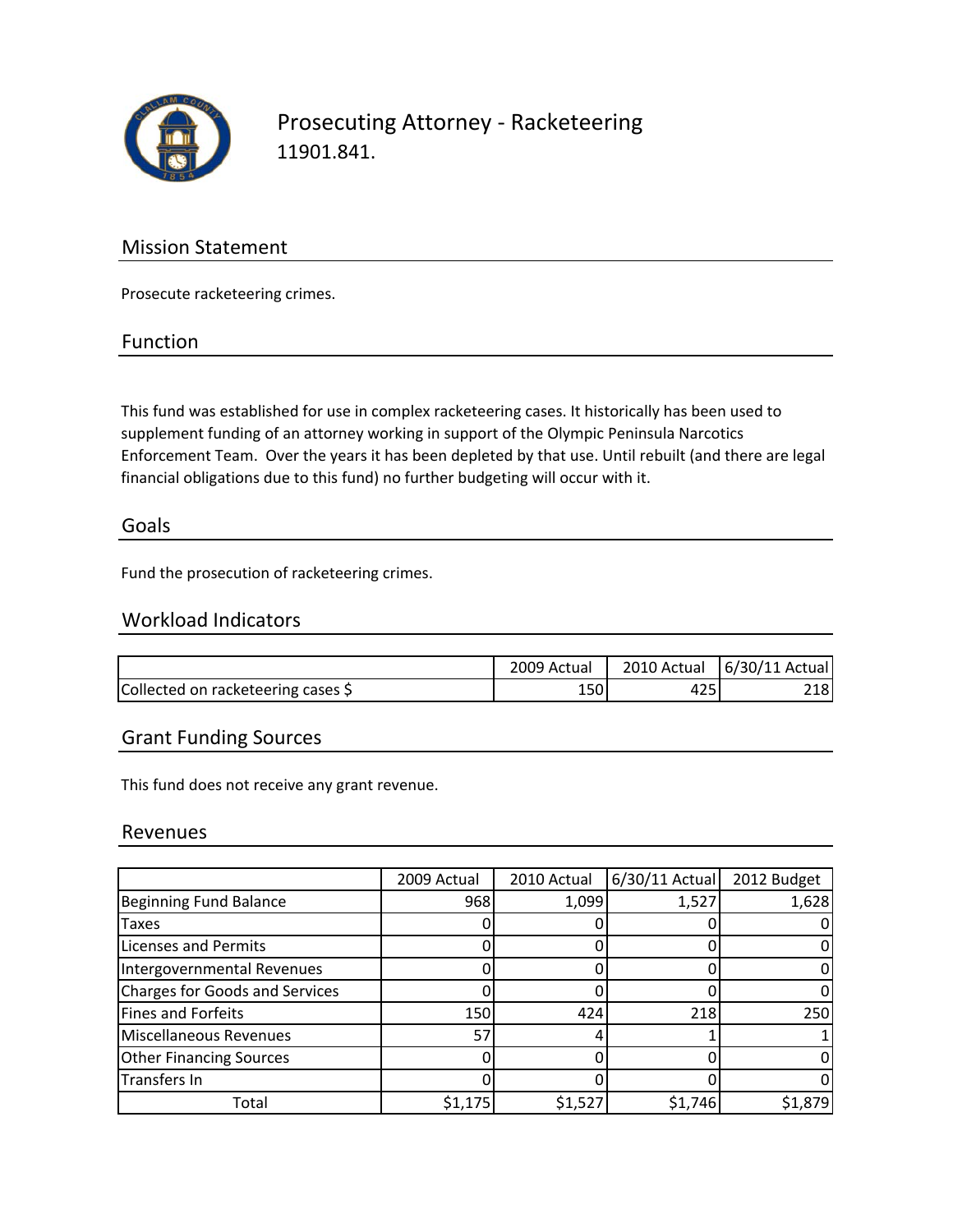# Prosecuting Attorney - Racketeering

11901.841.

## Mission Statement

Prosecute racketeering crimes.

## Function

This fund was established for use in complex racketeering cases. It historically has been used to supplement funding of an attorney working in support of the Olympic Peninsula Narcotics Enforcement Team. Over the years it has been depleted by that use. Until rebuilt (and there are legal financial obligations due to this fund) no further budgeting will occur with it.

## Goals

Fund the prosecution of racketeering crimes.

## Workload Indicators

| | 2009 Actual | 2010 Actual | 6/30/11 Actual |
|---|---|---|---|
| Collected on racketeering cases $ | 150 | 425 | 218 |

## Grant Funding Sources

This fund does not receive any grant revenue.

## Revenues

| | 2009 Actual | 2010 Actual | 6/30/11 Actual | 2012 Budget |
|---|---|---|---|---|
| Beginning Fund Balance | 968 | 1,099 | 1,527 | 1,628 |
| Taxes | 0 | 0 | 0 | 0 |
| Licenses and Permits | 0 | 0 | 0 | 0 |
| Intergovernmental Revenues | 0 | 0 | 0 | 0 |
| Charges for Goods and Services | 0 | 0 | 0 | 0 |
| Fines and Forfeits | 150 | 424 | 218 | 250 |
| Miscellaneous Revenues | 57 | 4 | 1 | 1 |
| Other Financing Sources | 0 | 0 | 0 | 0 |
| Transfers In | 0 | 0 | 0 | 0 |
| Total | $1,175 | $1,527 | $1,746 | $1,879 |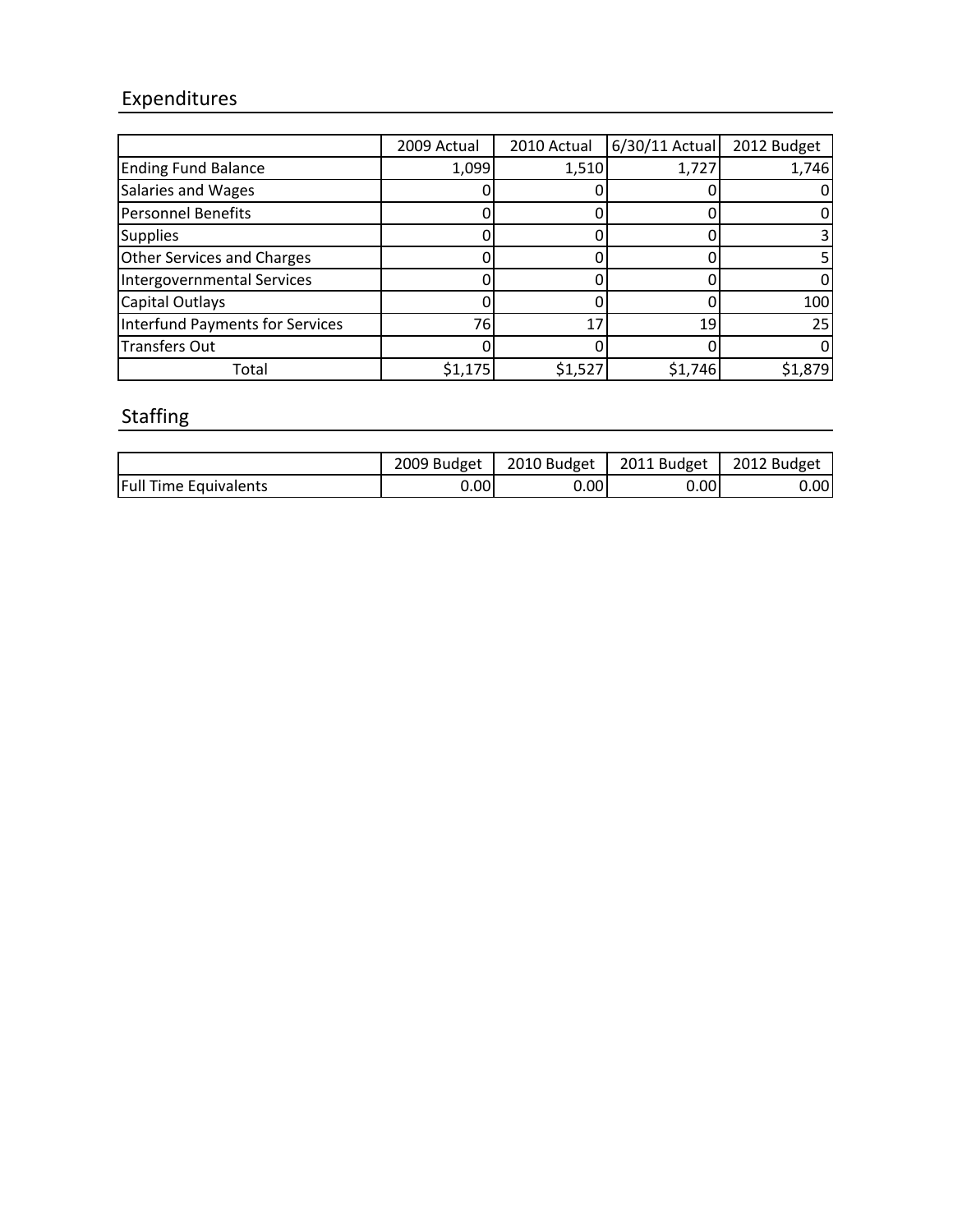## Expenditures

| | 2009 Actual | 2010 Actual | 6/30/11 Actual | 2012 Budget |
|---|---|---|---|---|
| Ending Fund Balance | 1,099 | 1,510 | 1,727 | 1,746 |
| Salaries and Wages | 0 | 0 | 0 | 0 |
| Personnel Benefits | 0 | 0 | 0 | 0 |
| Supplies | 0 | 0 | 0 | 3 |
| Other Services and Charges | 0 | 0 | 0 | 5 |
| Intergovernmental Services | 0 | 0 | 0 | 0 |
| Capital Outlays | 0 | 0 | 0 | 100 |
| Interfund Payments for Services | 76 | 17 | 19 | 25 |
| Transfers Out | 0 | 0 | 0 | 0 |
| Total | $1,175 | $1,527 | $1,746 | $1,879 |

## Staffing

| | 2009 Budget | 2010 Budget | 2011 Budget | 2012 Budget |
|---|---|---|---|---|
| Full Time Equivalents | 0.00 | 0.00 | 0.00 | 0.00 |